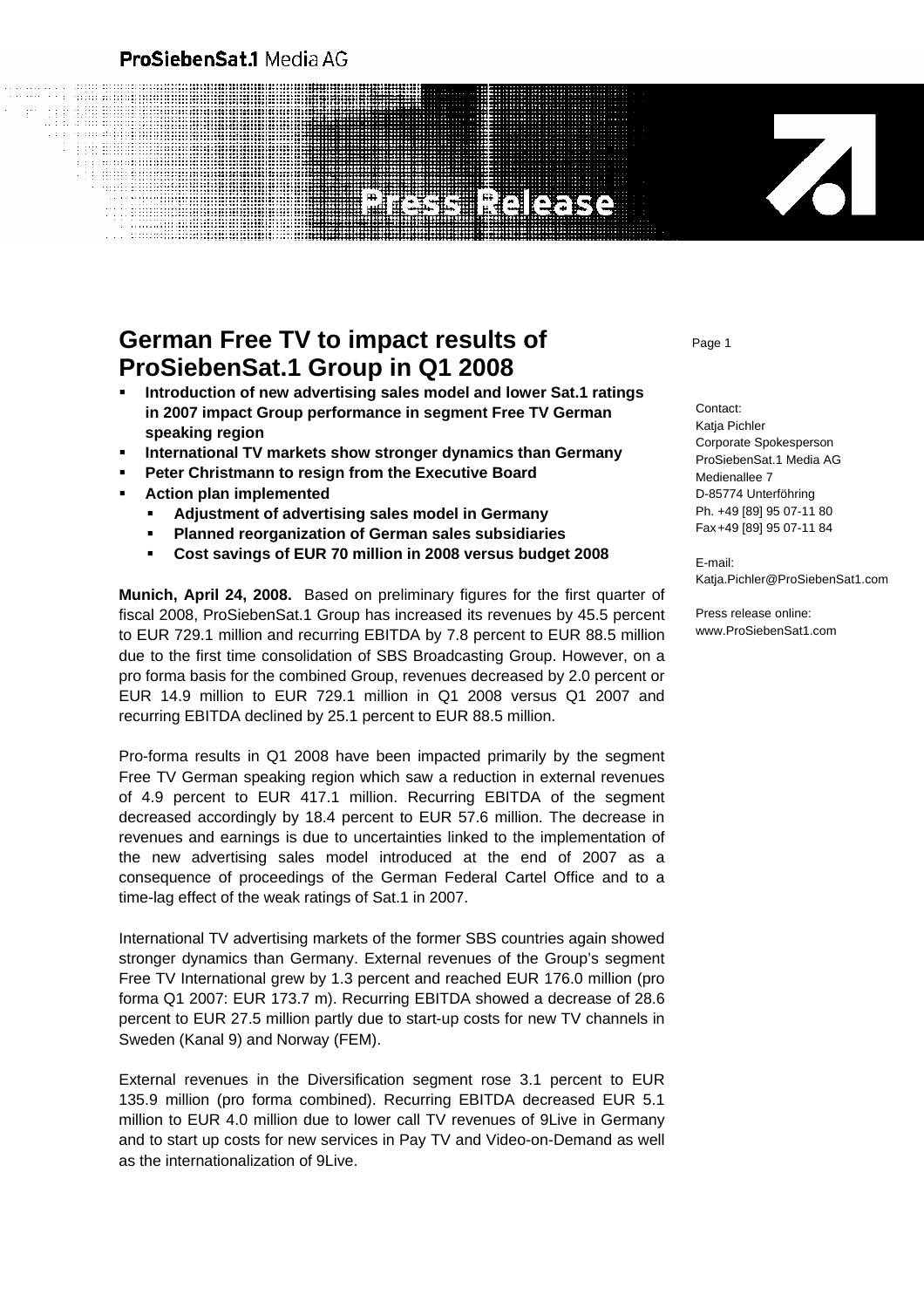ProSiebenSat.1 Media AG

Press Release

# German Free TV to impact results of ProSiebenSat.1 Group in Q1 2008

- **Introduction of new advertising sales model and lower Sat.1 ratings in 2007 impact Group performance in segment Free TV German speaking region**
- **International TV markets show stronger dynamics than Germany**
- **Peter Christmann to resign from the Executive Board**
- **Action plan implemented**
  - **Adjustment of advertising sales model in Germany**
  - **Planned reorganization of German sales subsidiaries**
  - **Cost savings of EUR 70 million in 2008 versus budget 2008**

Contact:
Katja Pichler
Corporate Spokesperson
ProSiebenSat.1 Media AG
Medienallee 7
D-85774 Unterföhring
Ph. +49 [89] 95 07-11 80
Fax +49 [89] 95 07-11 84

E-mail:
Katja.Pichler@ProSiebenSat1.com

Press release online:
www.ProSiebenSat1.com

**Munich, April 24, 2008.** Based on preliminary figures for the first quarter of fiscal 2008, ProSiebenSat.1 Group has increased its revenues by 45.5 percent to EUR 729.1 million and recurring EBITDA by 7.8 percent to EUR 88.5 million due to the first time consolidation of SBS Broadcasting Group. However, on a pro forma basis for the combined Group, revenues decreased by 2.0 percent or EUR 14.9 million to EUR 729.1 million in Q1 2008 versus Q1 2007 and recurring EBITDA declined by 25.1 percent to EUR 88.5 million.

Pro-forma results in Q1 2008 have been impacted primarily by the segment Free TV German speaking region which saw a reduction in external revenues of 4.9 percent to EUR 417.1 million. Recurring EBITDA of the segment decreased accordingly by 18.4 percent to EUR 57.6 million. The decrease in revenues and earnings is due to uncertainties linked to the implementation of the new advertising sales model introduced at the end of 2007 as a consequence of proceedings of the German Federal Cartel Office and to a time-lag effect of the weak ratings of Sat.1 in 2007.

International TV advertising markets of the former SBS countries again showed stronger dynamics than Germany. External revenues of the Group's segment Free TV International grew by 1.3 percent and reached EUR 176.0 million (pro forma Q1 2007: EUR 173.7 m). Recurring EBITDA showed a decrease of 28.6 percent to EUR 27.5 million partly due to start-up costs for new TV channels in Sweden (Kanal 9) and Norway (FEM).

External revenues in the Diversification segment rose 3.1 percent to EUR 135.9 million (pro forma combined). Recurring EBITDA decreased EUR 5.1 million to EUR 4.0 million due to lower call TV revenues of 9Live in Germany and to start up costs for new services in Pay TV and Video-on-Demand as well as the internationalization of 9Live.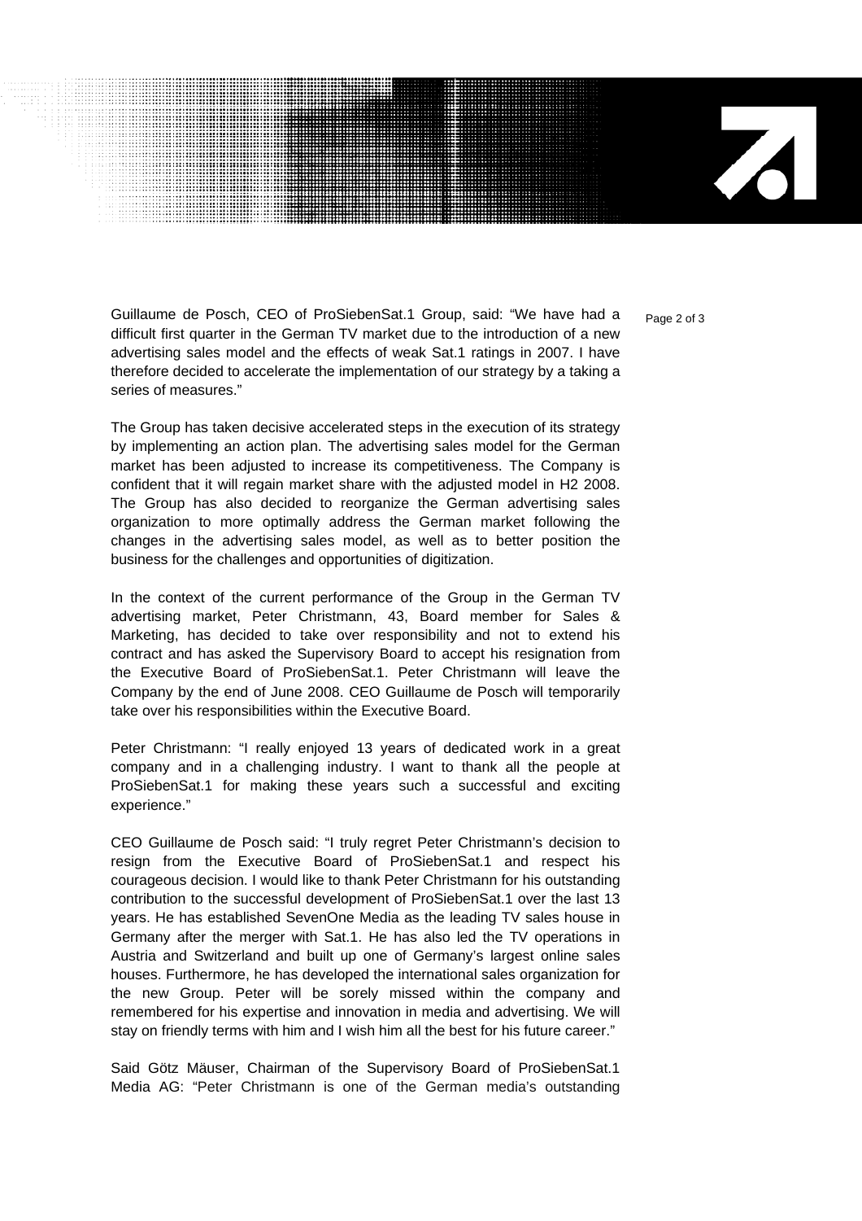Guillaume de Posch, CEO of ProSiebenSat.1 Group, said: "We have had a difficult first quarter in the German TV market due to the introduction of a new advertising sales model and the effects of weak Sat.1 ratings in 2007. I have therefore decided to accelerate the implementation of our strategy by a taking a series of measures."

The Group has taken decisive accelerated steps in the execution of its strategy by implementing an action plan. The advertising sales model for the German market has been adjusted to increase its competitiveness. The Company is confident that it will regain market share with the adjusted model in H2 2008. The Group has also decided to reorganize the German advertising sales organization to more optimally address the German market following the changes in the advertising sales model, as well as to better position the business for the challenges and opportunities of digitization.

In the context of the current performance of the Group in the German TV advertising market, Peter Christmann, 43, Board member for Sales & Marketing, has decided to take over responsibility and not to extend his contract and has asked the Supervisory Board to accept his resignation from the Executive Board of ProSiebenSat.1. Peter Christmann will leave the Company by the end of June 2008. CEO Guillaume de Posch will temporarily take over his responsibilities within the Executive Board.

Peter Christmann: "I really enjoyed 13 years of dedicated work in a great company and in a challenging industry. I want to thank all the people at ProSiebenSat.1 for making these years such a successful and exciting experience."

CEO Guillaume de Posch said: "I truly regret Peter Christmann's decision to resign from the Executive Board of ProSiebenSat.1 and respect his courageous decision. I would like to thank Peter Christmann for his outstanding contribution to the successful development of ProSiebenSat.1 over the last 13 years. He has established SevenOne Media as the leading TV sales house in Germany after the merger with Sat.1. He has also led the TV operations in Austria and Switzerland and built up one of Germany's largest online sales houses. Furthermore, he has developed the international sales organization for the new Group. Peter will be sorely missed within the company and remembered for his expertise and innovation in media and advertising. We will stay on friendly terms with him and I wish him all the best for his future career."

Said Götz Mäuser, Chairman of the Supervisory Board of ProSiebenSat.1 Media AG: "Peter Christmann is one of the German media's outstanding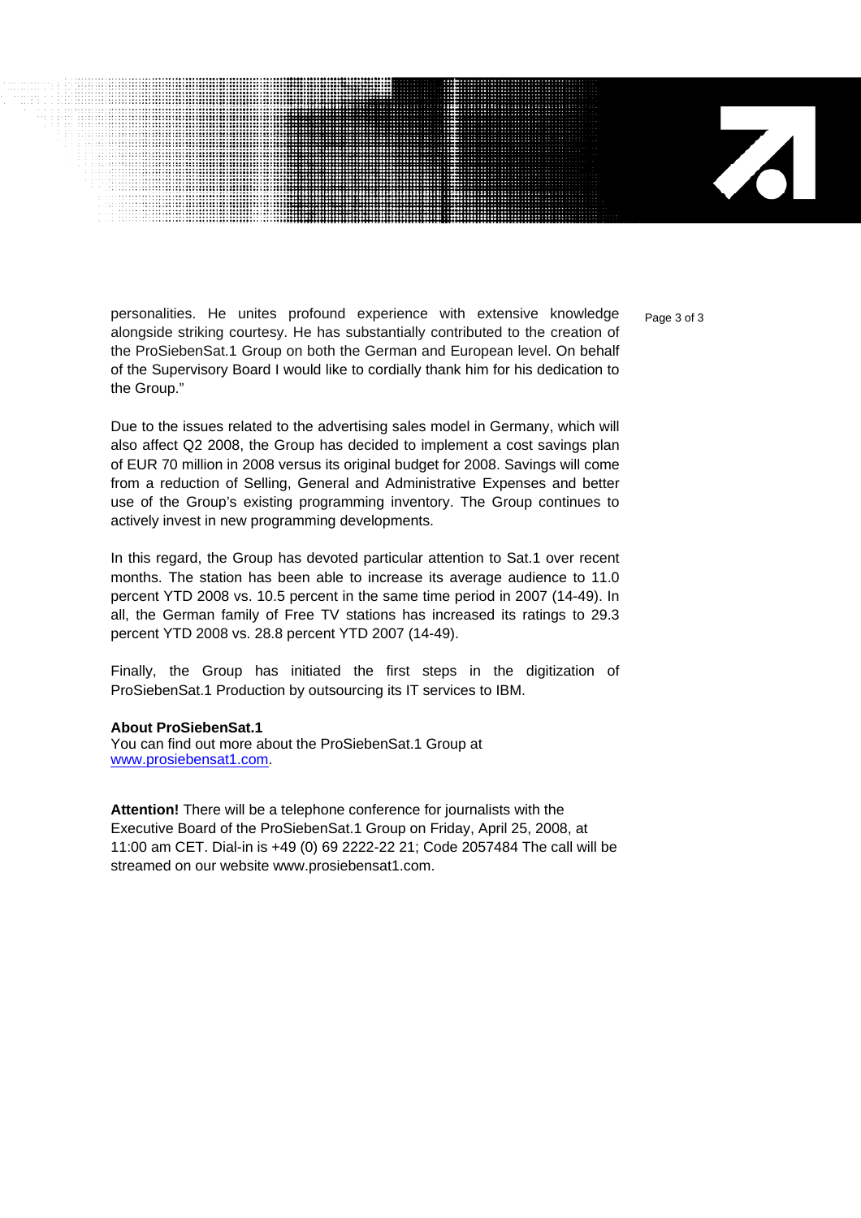personalities. He unites profound experience with extensive knowledge alongside striking courtesy. He has substantially contributed to the creation of the ProSiebenSat.1 Group on both the German and European level. On behalf of the Supervisory Board I would like to cordially thank him for his dedication to the Group."

Due to the issues related to the advertising sales model in Germany, which will also affect Q2 2008, the Group has decided to implement a cost savings plan of EUR 70 million in 2008 versus its original budget for 2008. Savings will come from a reduction of Selling, General and Administrative Expenses and better use of the Group's existing programming inventory. The Group continues to actively invest in new programming developments.

In this regard, the Group has devoted particular attention to Sat.1 over recent months. The station has been able to increase its average audience to 11.0 percent YTD 2008 vs. 10.5 percent in the same time period in 2007 (14-49). In all, the German family of Free TV stations has increased its ratings to 29.3 percent YTD 2008 vs. 28.8 percent YTD 2007 (14-49).

Finally, the Group has initiated the first steps in the digitization of ProSiebenSat.1 Production by outsourcing its IT services to IBM.

**About ProSiebenSat.1**
You can find out more about the ProSiebenSat.1 Group at www.prosiebensat1.com.

**Attention!** There will be a telephone conference for journalists with the Executive Board of the ProSiebenSat.1 Group on Friday, April 25, 2008, at 11:00 am CET. Dial-in is +49 (0) 69 2222-22 21; Code 2057484 The call will be streamed on our website www.prosiebensat1.com.